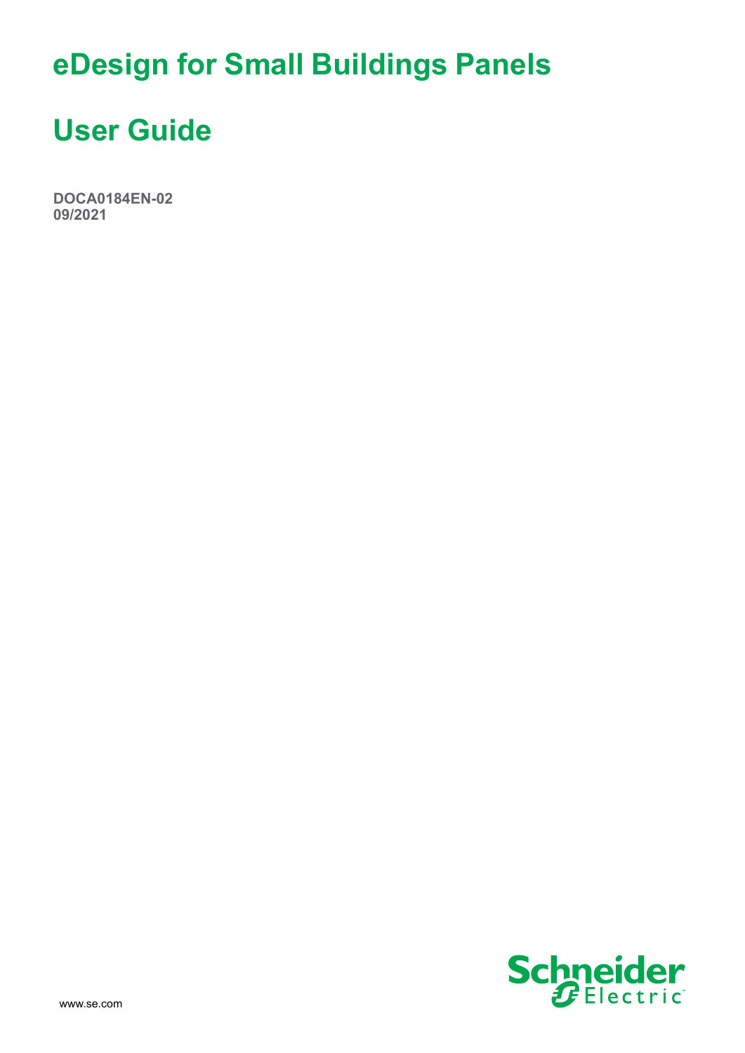# eDesign for Small Buildings Panels

# User Guide

**DOCA0184EN-02**
**09/2021**

www.se.com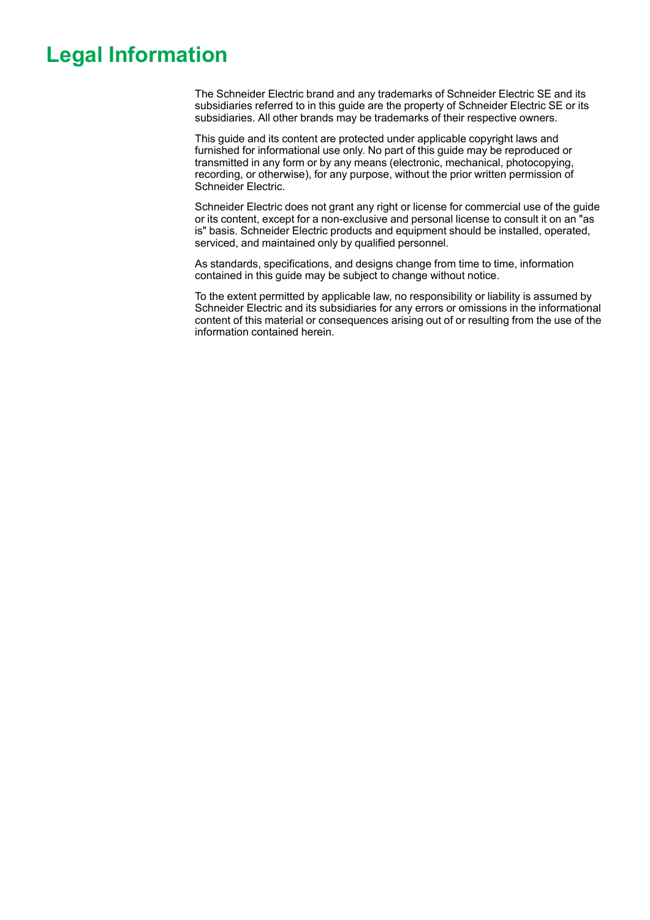# Legal Information

The Schneider Electric brand and any trademarks of Schneider Electric SE and its subsidiaries referred to in this guide are the property of Schneider Electric SE or its subsidiaries. All other brands may be trademarks of their respective owners.

This guide and its content are protected under applicable copyright laws and furnished for informational use only. No part of this guide may be reproduced or transmitted in any form or by any means (electronic, mechanical, photocopying, recording, or otherwise), for any purpose, without the prior written permission of Schneider Electric.

Schneider Electric does not grant any right or license for commercial use of the guide or its content, except for a non-exclusive and personal license to consult it on an "as is" basis. Schneider Electric products and equipment should be installed, operated, serviced, and maintained only by qualified personnel.

As standards, specifications, and designs change from time to time, information contained in this guide may be subject to change without notice.

To the extent permitted by applicable law, no responsibility or liability is assumed by Schneider Electric and its subsidiaries for any errors or omissions in the informational content of this material or consequences arising out of or resulting from the use of the information contained herein.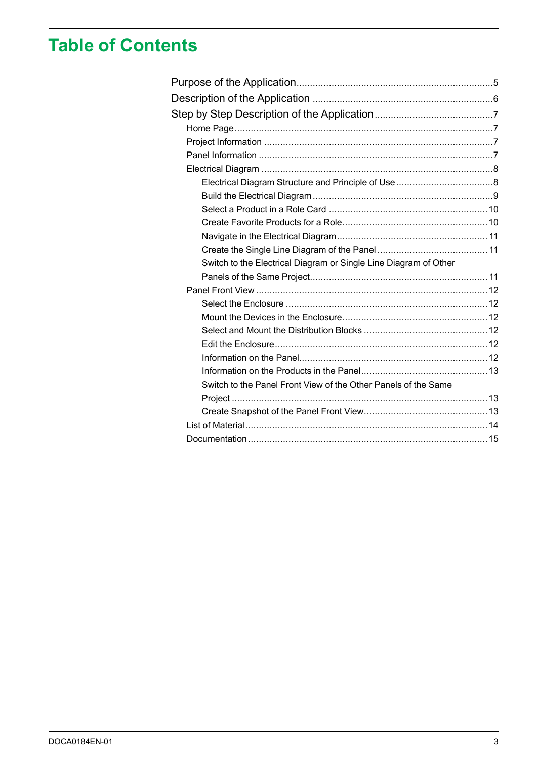# Table of Contents

Purpose of the Application ........ 5

Description of the Application ........ 6

Step by Step Description of the Application ........ 7

- Home Page ........ 7
- Project Information ........ 7
- Panel Information ........ 7
- Electrical Diagram ........ 8
  - Electrical Diagram Structure and Principle of Use ........ 8
  - Build the Electrical Diagram ........ 9
  - Select a Product in a Role Card ........ 10
  - Create Favorite Products for a Role ........ 10
  - Navigate in the Electrical Diagram ........ 11
  - Create the Single Line Diagram of the Panel ........ 11
  - Switch to the Electrical Diagram or Single Line Diagram of Other Panels of the Same Project ........ 11
- Panel Front View ........ 12
  - Select the Enclosure ........ 12
  - Mount the Devices in the Enclosure ........ 12
  - Select and Mount the Distribution Blocks ........ 12
  - Edit the Enclosure ........ 12
  - Information on the Panel ........ 12
  - Information on the Products in the Panel ........ 13
  - Switch to the Panel Front View of the Other Panels of the Same Project ........ 13
  - Create Snapshot of the Panel Front View ........ 13
- List of Material ........ 14
- Documentation ........ 15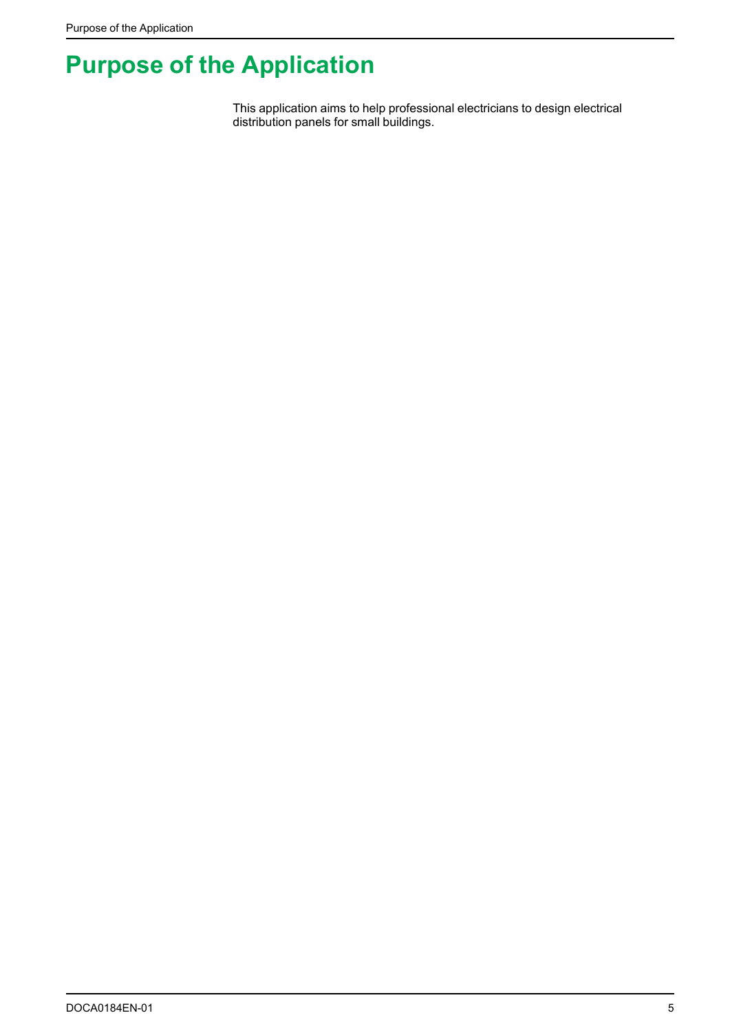# Purpose of the Application

This application aims to help professional electricians to design electrical distribution panels for small buildings.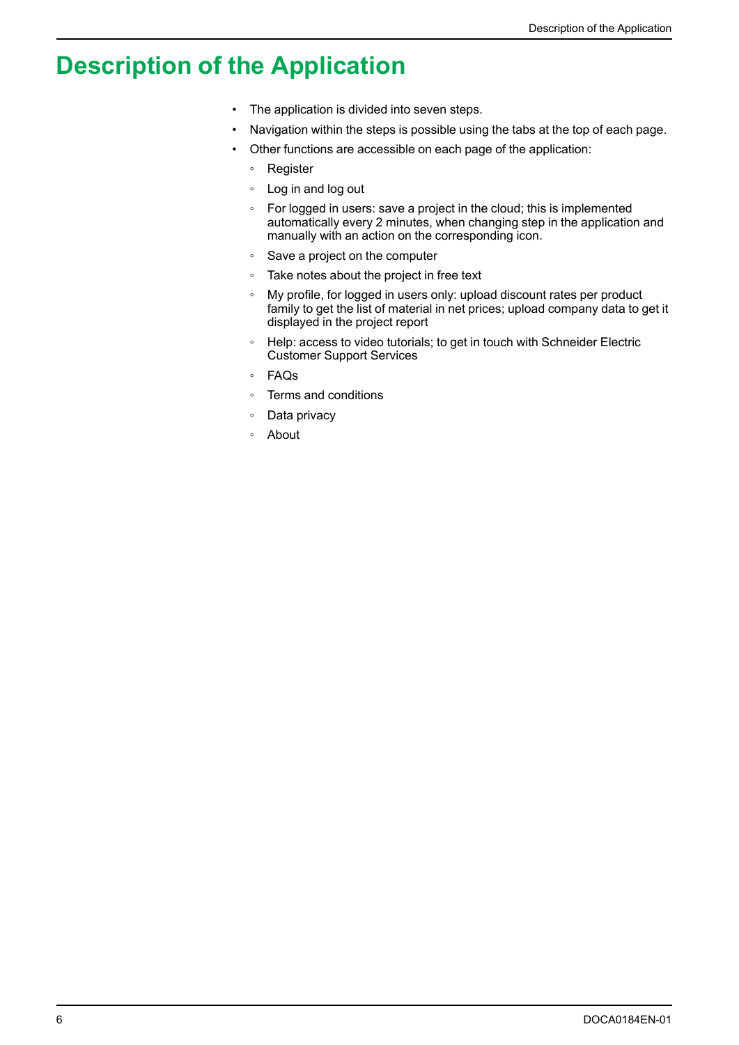# Description of the Application

- The application is divided into seven steps.
- Navigation within the steps is possible using the tabs at the top of each page.
- Other functions are accessible on each page of the application:
  - Register
  - Log in and log out
  - For logged in users: save a project in the cloud; this is implemented automatically every 2 minutes, when changing step in the application and manually with an action on the corresponding icon.
  - Save a project on the computer
  - Take notes about the project in free text
  - My profile, for logged in users only: upload discount rates per product family to get the list of material in net prices; upload company data to get it displayed in the project report
  - Help: access to video tutorials; to get in touch with Schneider Electric Customer Support Services
  - FAQs
  - Terms and conditions
  - Data privacy
  - About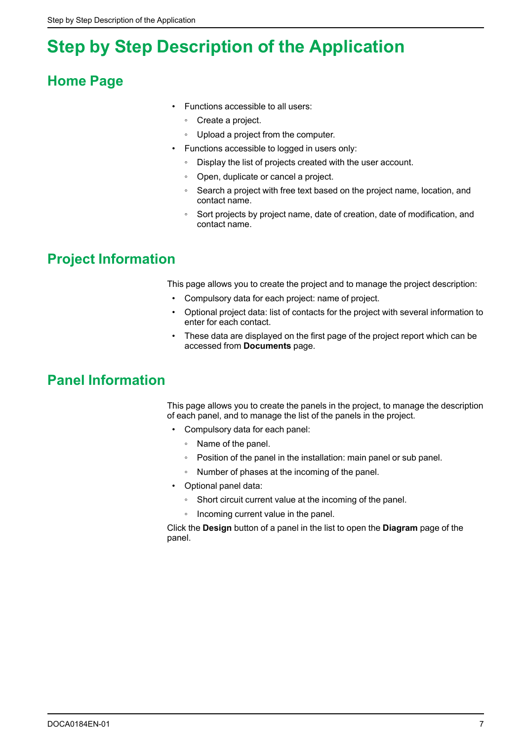# Step by Step Description of the Application

## Home Page

- Functions accessible to all users:
  - Create a project.
  - Upload a project from the computer.
- Functions accessible to logged in users only:
  - Display the list of projects created with the user account.
  - Open, duplicate or cancel a project.
  - Search a project with free text based on the project name, location, and contact name.
  - Sort projects by project name, date of creation, date of modification, and contact name.

## Project Information

This page allows you to create the project and to manage the project description:

- Compulsory data for each project: name of project.
- Optional project data: list of contacts for the project with several information to enter for each contact.
- These data are displayed on the first page of the project report which can be accessed from **Documents** page.

## Panel Information

This page allows you to create the panels in the project, to manage the description of each panel, and to manage the list of the panels in the project.

- Compulsory data for each panel:
  - Name of the panel.
  - Position of the panel in the installation: main panel or sub panel.
  - Number of phases at the incoming of the panel.
- Optional panel data:
  - Short circuit current value at the incoming of the panel.
  - Incoming current value in the panel.

Click the **Design** button of a panel in the list to open the **Diagram** page of the panel.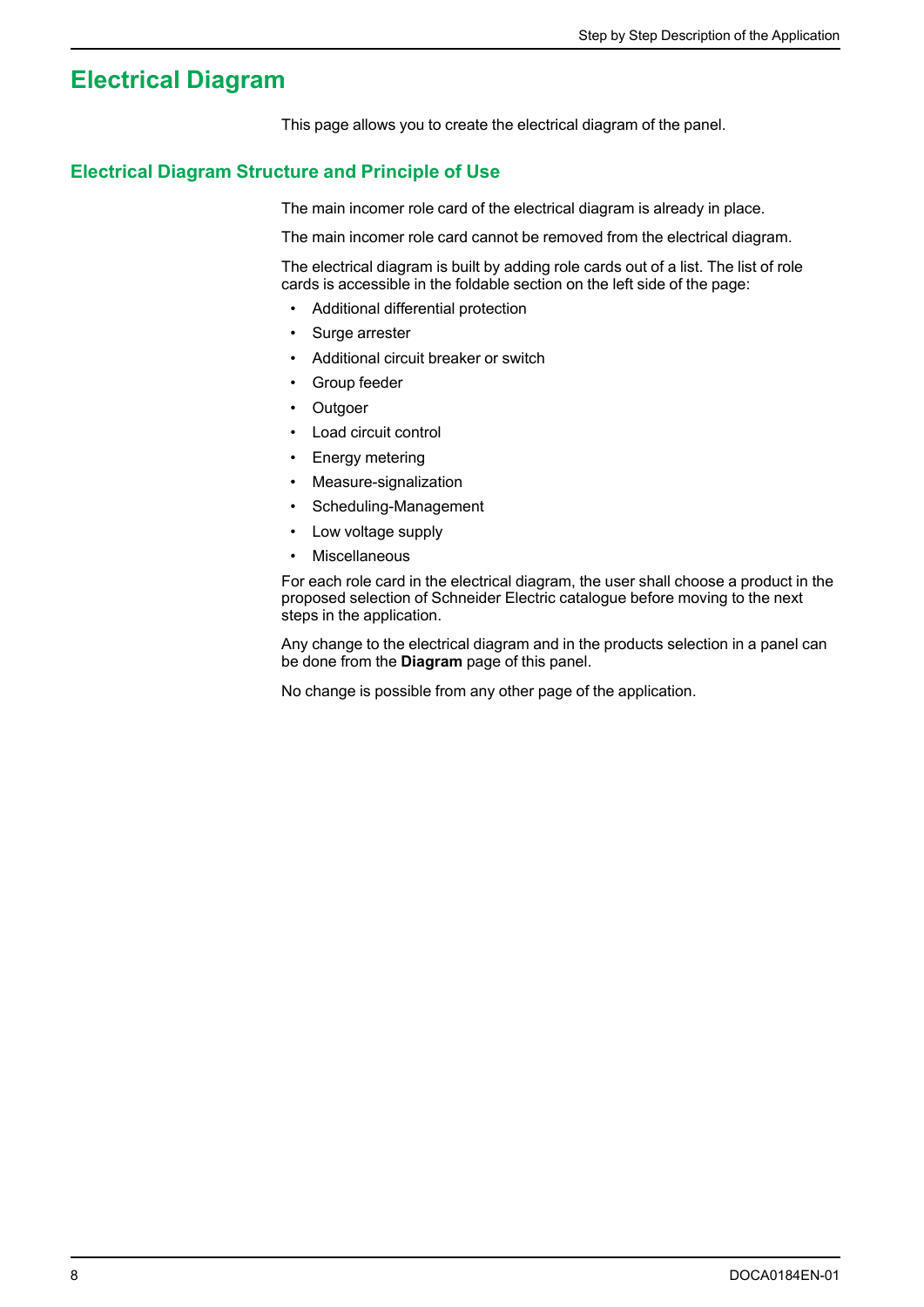# Electrical Diagram

This page allows you to create the electrical diagram of the panel.

## Electrical Diagram Structure and Principle of Use

The main incomer role card of the electrical diagram is already in place.

The main incomer role card cannot be removed from the electrical diagram.

The electrical diagram is built by adding role cards out of a list. The list of role cards is accessible in the foldable section on the left side of the page:

- Additional differential protection
- Surge arrester
- Additional circuit breaker or switch
- Group feeder
- Outgoer
- Load circuit control
- Energy metering
- Measure-signalization
- Scheduling-Management
- Low voltage supply
- Miscellaneous

For each role card in the electrical diagram, the user shall choose a product in the proposed selection of Schneider Electric catalogue before moving to the next steps in the application.

Any change to the electrical diagram and in the products selection in a panel can be done from the **Diagram** page of this panel.

No change is possible from any other page of the application.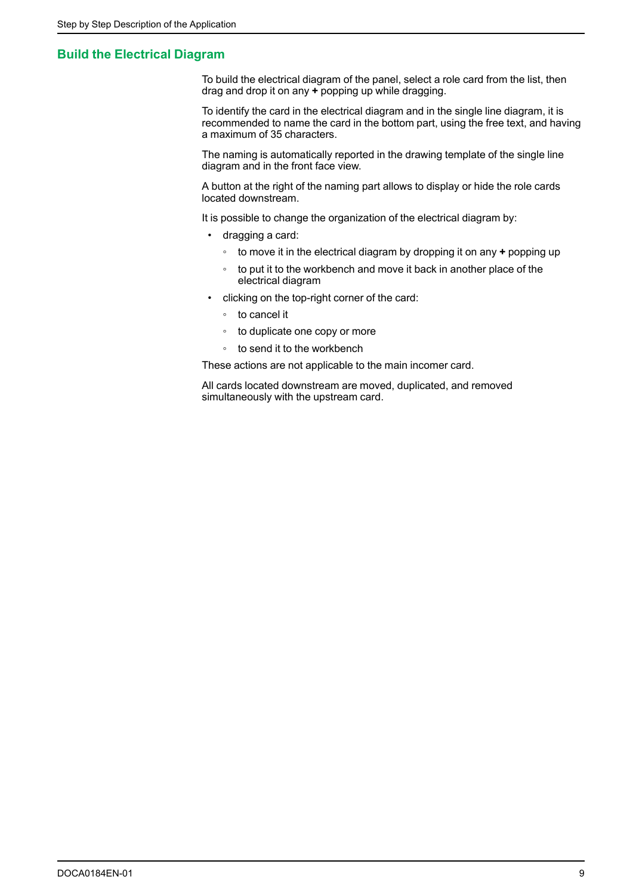## Build the Electrical Diagram

To build the electrical diagram of the panel, select a role card from the list, then drag and drop it on any **+** popping up while dragging.

To identify the card in the electrical diagram and in the single line diagram, it is recommended to name the card in the bottom part, using the free text, and having a maximum of 35 characters.

The naming is automatically reported in the drawing template of the single line diagram and in the front face view.

A button at the right of the naming part allows to display or hide the role cards located downstream.

It is possible to change the organization of the electrical diagram by:

- dragging a card:
  - to move it in the electrical diagram by dropping it on any **+** popping up
  - to put it to the workbench and move it back in another place of the electrical diagram
- clicking on the top-right corner of the card:
  - to cancel it
  - to duplicate one copy or more
  - to send it to the workbench

These actions are not applicable to the main incomer card.

All cards located downstream are moved, duplicated, and removed simultaneously with the upstream card.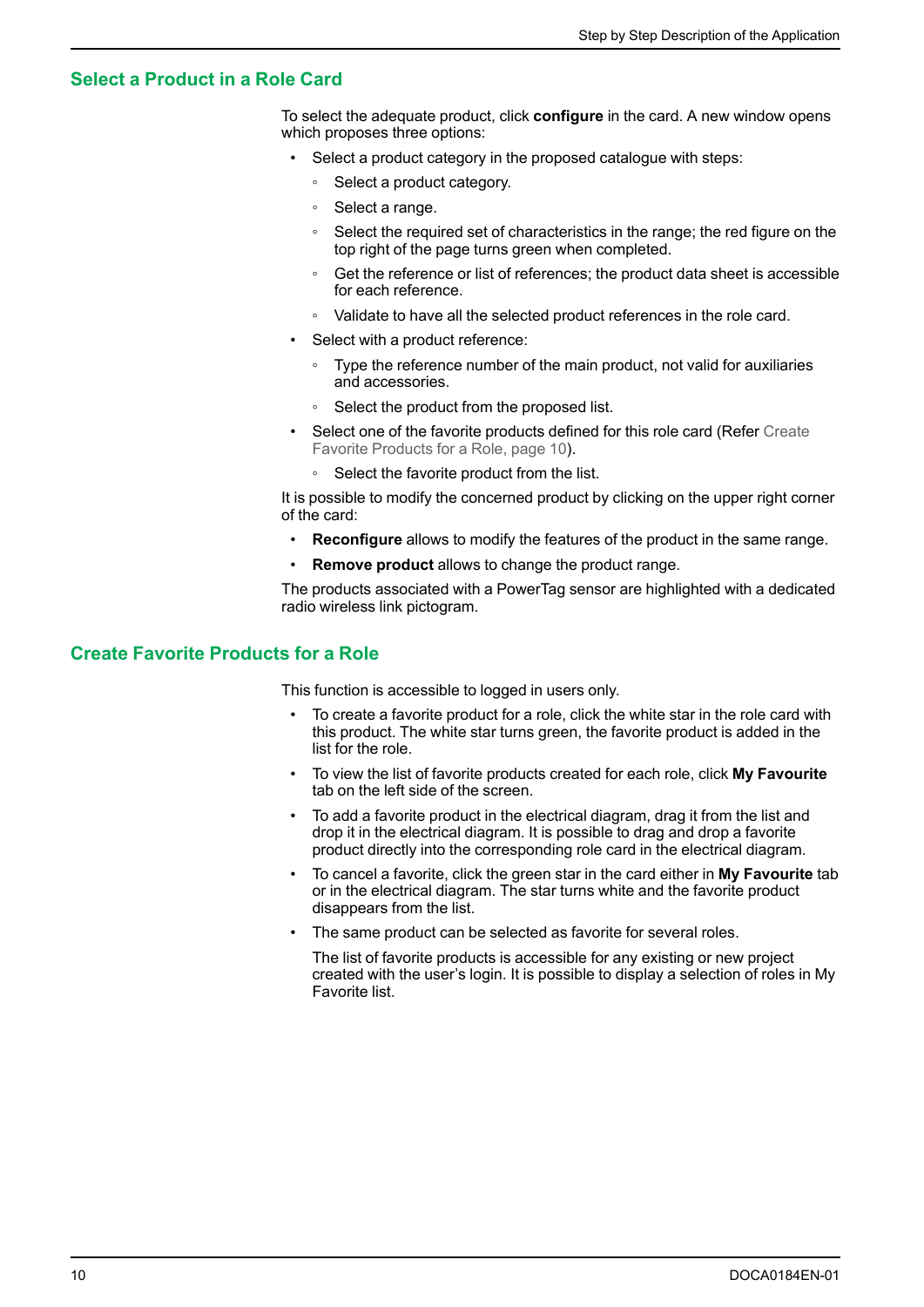## Select a Product in a Role Card

To select the adequate product, click **configure** in the card. A new window opens which proposes three options:

- Select a product category in the proposed catalogue with steps:
  - Select a product category.
  - Select a range.
  - Select the required set of characteristics in the range; the red figure on the top right of the page turns green when completed.
  - Get the reference or list of references; the product data sheet is accessible for each reference.
  - Validate to have all the selected product references in the role card.
- Select with a product reference:
  - Type the reference number of the main product, not valid for auxiliaries and accessories.
  - Select the product from the proposed list.
- Select one of the favorite products defined for this role card (Refer Create Favorite Products for a Role, page 10).
  - Select the favorite product from the list.

It is possible to modify the concerned product by clicking on the upper right corner of the card:

- **Reconfigure** allows to modify the features of the product in the same range.
- **Remove product** allows to change the product range.

The products associated with a PowerTag sensor are highlighted with a dedicated radio wireless link pictogram.

## Create Favorite Products for a Role

This function is accessible to logged in users only.

- To create a favorite product for a role, click the white star in the role card with this product. The white star turns green, the favorite product is added in the list for the role.
- To view the list of favorite products created for each role, click **My Favourite** tab on the left side of the screen.
- To add a favorite product in the electrical diagram, drag it from the list and drop it in the electrical diagram. It is possible to drag and drop a favorite product directly into the corresponding role card in the electrical diagram.
- To cancel a favorite, click the green star in the card either in **My Favourite** tab or in the electrical diagram. The star turns white and the favorite product disappears from the list.
- The same product can be selected as favorite for several roles.

  The list of favorite products is accessible for any existing or new project created with the user's login. It is possible to display a selection of roles in My Favorite list.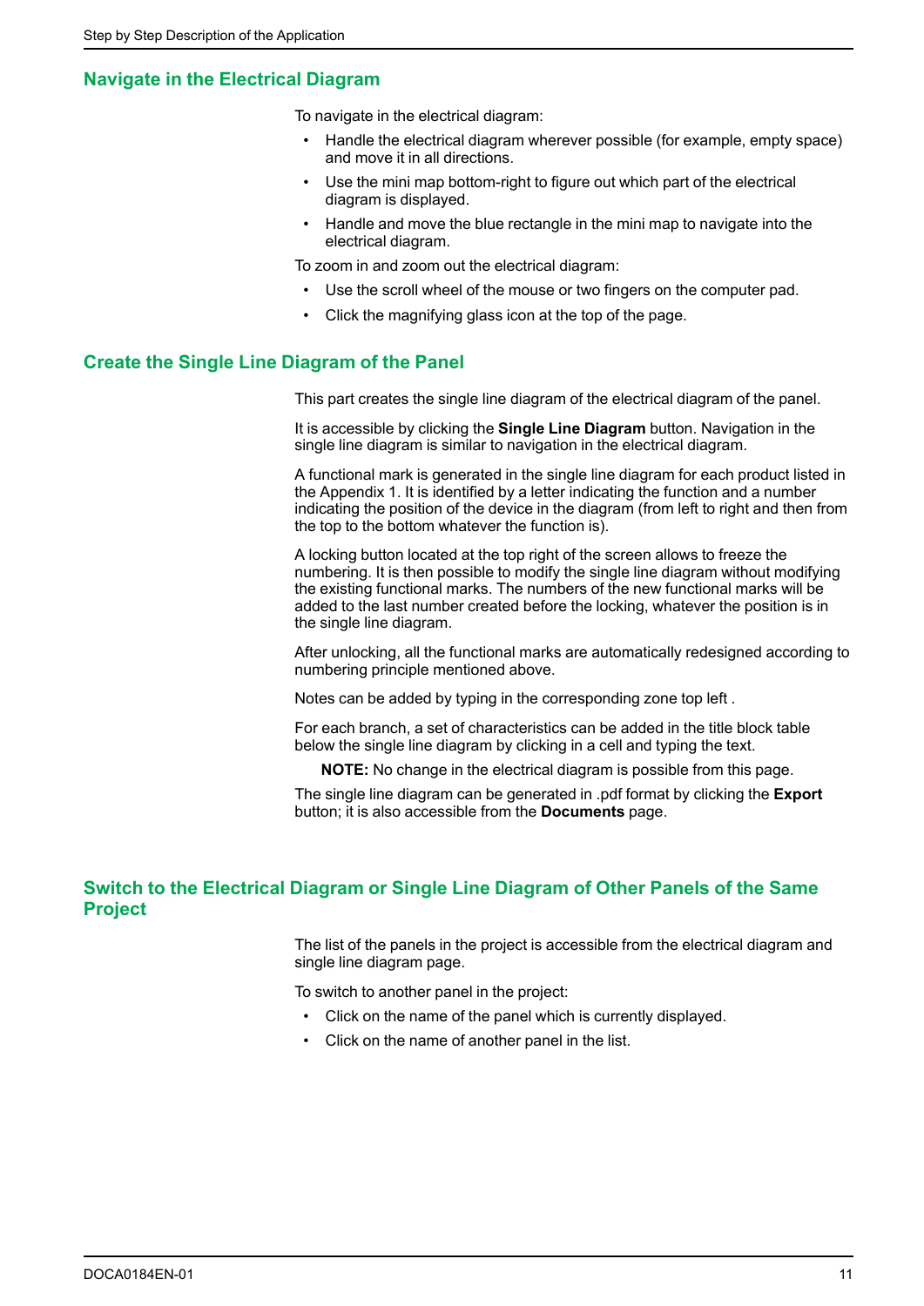## Navigate in the Electrical Diagram

To navigate in the electrical diagram:

- Handle the electrical diagram wherever possible (for example, empty space) and move it in all directions.
- Use the mini map bottom-right to figure out which part of the electrical diagram is displayed.
- Handle and move the blue rectangle in the mini map to navigate into the electrical diagram.

To zoom in and zoom out the electrical diagram:

- Use the scroll wheel of the mouse or two fingers on the computer pad.
- Click the magnifying glass icon at the top of the page.

## Create the Single Line Diagram of the Panel

This part creates the single line diagram of the electrical diagram of the panel.

It is accessible by clicking the **Single Line Diagram** button. Navigation in the single line diagram is similar to navigation in the electrical diagram.

A functional mark is generated in the single line diagram for each product listed in the Appendix 1. It is identified by a letter indicating the function and a number indicating the position of the device in the diagram (from left to right and then from the top to the bottom whatever the function is).

A locking button located at the top right of the screen allows to freeze the numbering. It is then possible to modify the single line diagram without modifying the existing functional marks. The numbers of the new functional marks will be added to the last number created before the locking, whatever the position is in the single line diagram.

After unlocking, all the functional marks are automatically redesigned according to numbering principle mentioned above.

Notes can be added by typing in the corresponding zone top left .

For each branch, a set of characteristics can be added in the title block table below the single line diagram by clicking in a cell and typing the text.

**NOTE:** No change in the electrical diagram is possible from this page.

The single line diagram can be generated in .pdf format by clicking the **Export** button; it is also accessible from the **Documents** page.

## Switch to the Electrical Diagram or Single Line Diagram of Other Panels of the Same Project

The list of the panels in the project is accessible from the electrical diagram and single line diagram page.

To switch to another panel in the project:

- Click on the name of the panel which is currently displayed.
- Click on the name of another panel in the list.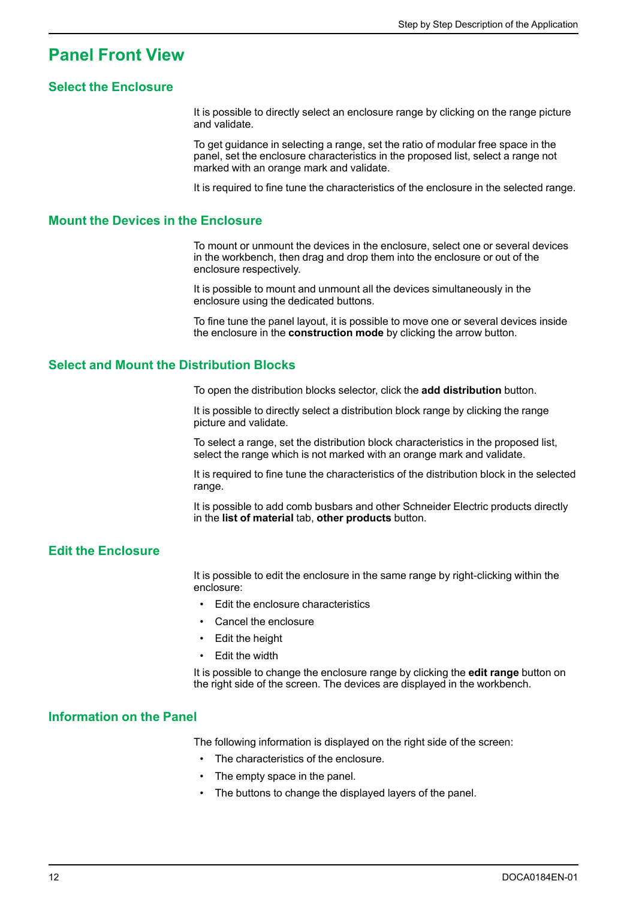# Panel Front View

## Select the Enclosure

It is possible to directly select an enclosure range by clicking on the range picture and validate.

To get guidance in selecting a range, set the ratio of modular free space in the panel, set the enclosure characteristics in the proposed list, select a range not marked with an orange mark and validate.

It is required to fine tune the characteristics of the enclosure in the selected range.

## Mount the Devices in the Enclosure

To mount or unmount the devices in the enclosure, select one or several devices in the workbench, then drag and drop them into the enclosure or out of the enclosure respectively.

It is possible to mount and unmount all the devices simultaneously in the enclosure using the dedicated buttons.

To fine tune the panel layout, it is possible to move one or several devices inside the enclosure in the **construction mode** by clicking the arrow button.

## Select and Mount the Distribution Blocks

To open the distribution blocks selector, click the **add distribution** button.

It is possible to directly select a distribution block range by clicking the range picture and validate.

To select a range, set the distribution block characteristics in the proposed list, select the range which is not marked with an orange mark and validate.

It is required to fine tune the characteristics of the distribution block in the selected range.

It is possible to add comb busbars and other Schneider Electric products directly in the **list of material** tab, **other products** button.

## Edit the Enclosure

It is possible to edit the enclosure in the same range by right-clicking within the enclosure:

- Edit the enclosure characteristics
- Cancel the enclosure
- Edit the height
- Edit the width

It is possible to change the enclosure range by clicking the **edit range** button on the right side of the screen. The devices are displayed in the workbench.

## Information on the Panel

The following information is displayed on the right side of the screen:

- The characteristics of the enclosure.
- The empty space in the panel.
- The buttons to change the displayed layers of the panel.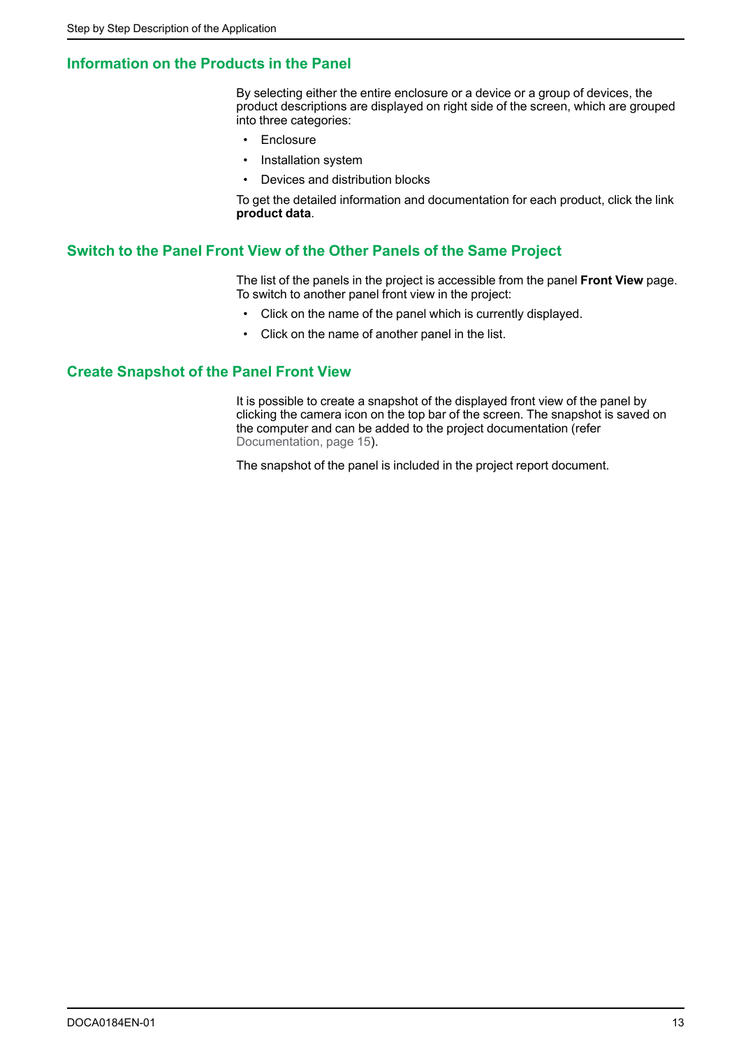## Information on the Products in the Panel

By selecting either the entire enclosure or a device or a group of devices, the product descriptions are displayed on right side of the screen, which are grouped into three categories:

- Enclosure
- Installation system
- Devices and distribution blocks

To get the detailed information and documentation for each product, click the link **product data**.

## Switch to the Panel Front View of the Other Panels of the Same Project

The list of the panels in the project is accessible from the panel **Front View** page. To switch to another panel front view in the project:

- Click on the name of the panel which is currently displayed.
- Click on the name of another panel in the list.

## Create Snapshot of the Panel Front View

It is possible to create a snapshot of the displayed front view of the panel by clicking the camera icon on the top bar of the screen. The snapshot is saved on the computer and can be added to the project documentation (refer Documentation, page 15).

The snapshot of the panel is included in the project report document.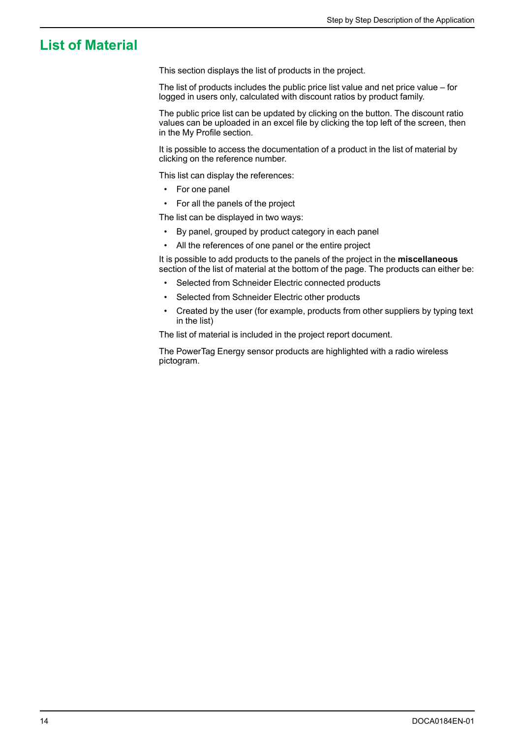# List of Material

This section displays the list of products in the project.

The list of products includes the public price list value and net price value – for logged in users only, calculated with discount ratios by product family.

The public price list can be updated by clicking on the button. The discount ratio values can be uploaded in an excel file by clicking the top left of the screen, then in the My Profile section.

It is possible to access the documentation of a product in the list of material by clicking on the reference number.

This list can display the references:

- For one panel
- For all the panels of the project

The list can be displayed in two ways:

- By panel, grouped by product category in each panel
- All the references of one panel or the entire project

It is possible to add products to the panels of the project in the **miscellaneous** section of the list of material at the bottom of the page. The products can either be:

- Selected from Schneider Electric connected products
- Selected from Schneider Electric other products
- Created by the user (for example, products from other suppliers by typing text in the list)

The list of material is included in the project report document.

The PowerTag Energy sensor products are highlighted with a radio wireless pictogram.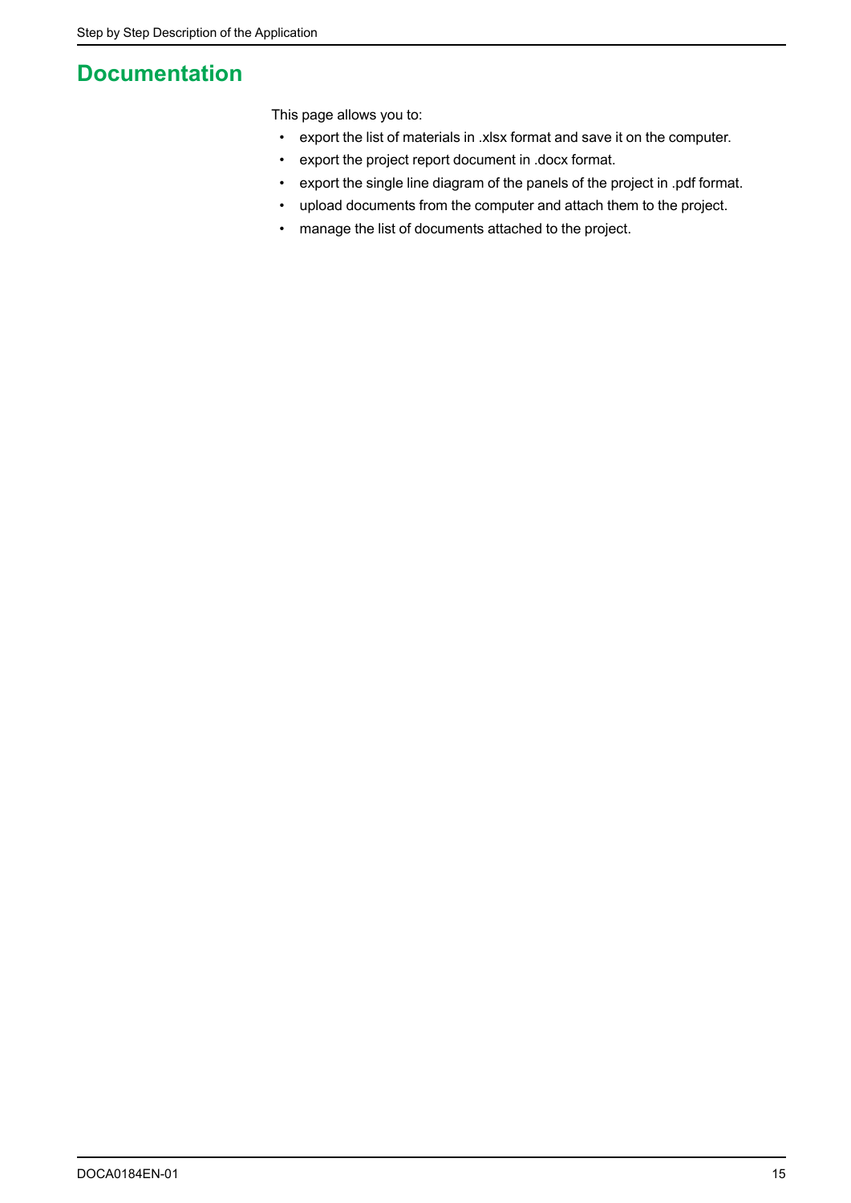# Documentation

This page allows you to:

- export the list of materials in .xlsx format and save it on the computer.
- export the project report document in .docx format.
- export the single line diagram of the panels of the project in .pdf format.
- upload documents from the computer and attach them to the project.
- manage the list of documents attached to the project.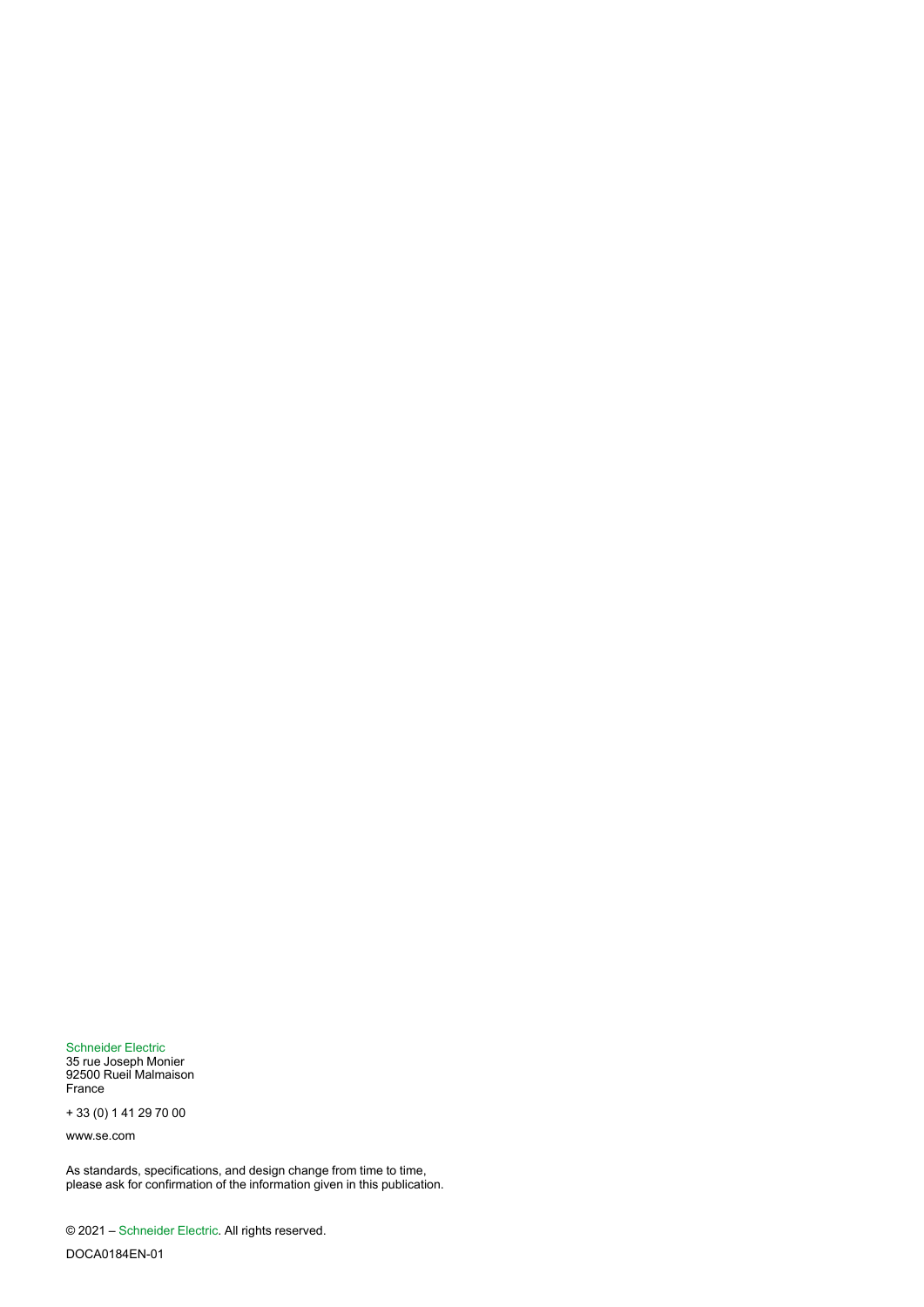Schneider Electric
35 rue Joseph Monier
92500 Rueil Malmaison
France

+ 33 (0) 1 41 29 70 00

www.se.com

As standards, specifications, and design change from time to time, please ask for confirmation of the information given in this publication.

© 2021 – Schneider Electric. All rights reserved.

DOCA0184EN-01